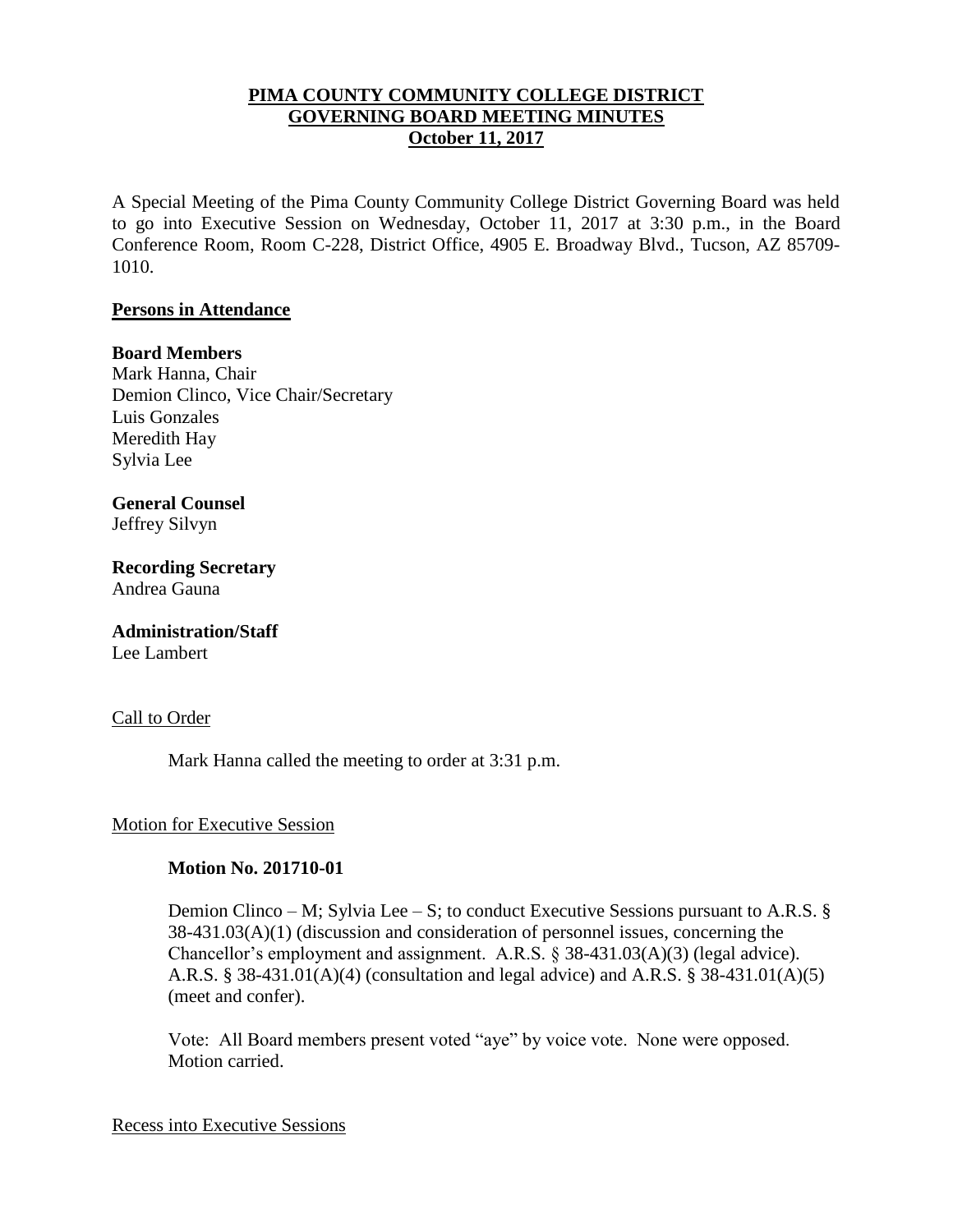# PIMA COUNTY COMMUNITY COLLEGE DISTRICT
# GOVERNING BOARD MEETING MINUTES
# October 11, 2017

A Special Meeting of the Pima County Community College District Governing Board was held to go into Executive Session on Wednesday, October 11, 2017 at 3:30 p.m., in the Board Conference Room, Room C-228, District Office, 4905 E. Broadway Blvd., Tucson, AZ 85709-1010.

## Persons in Attendance

**Board Members**
Mark Hanna, Chair
Demion Clinco, Vice Chair/Secretary
Luis Gonzales
Meredith Hay
Sylvia Lee

**General Counsel**
Jeffrey Silvyn

**Recording Secretary**
Andrea Gauna

**Administration/Staff**
Lee Lambert

### Call to Order

Mark Hanna called the meeting to order at 3:31 p.m.

### Motion for Executive Session

**Motion No. 201710-01**

Demion Clinco – M; Sylvia Lee – S; to conduct Executive Sessions pursuant to A.R.S. § 38-431.03(A)(1) (discussion and consideration of personnel issues, concerning the Chancellor's employment and assignment. A.R.S. § 38-431.03(A)(3) (legal advice). A.R.S. § 38-431.01(A)(4) (consultation and legal advice) and A.R.S. § 38-431.01(A)(5) (meet and confer).

Vote: All Board members present voted "aye" by voice vote. None were opposed. Motion carried.

### Recess into Executive Sessions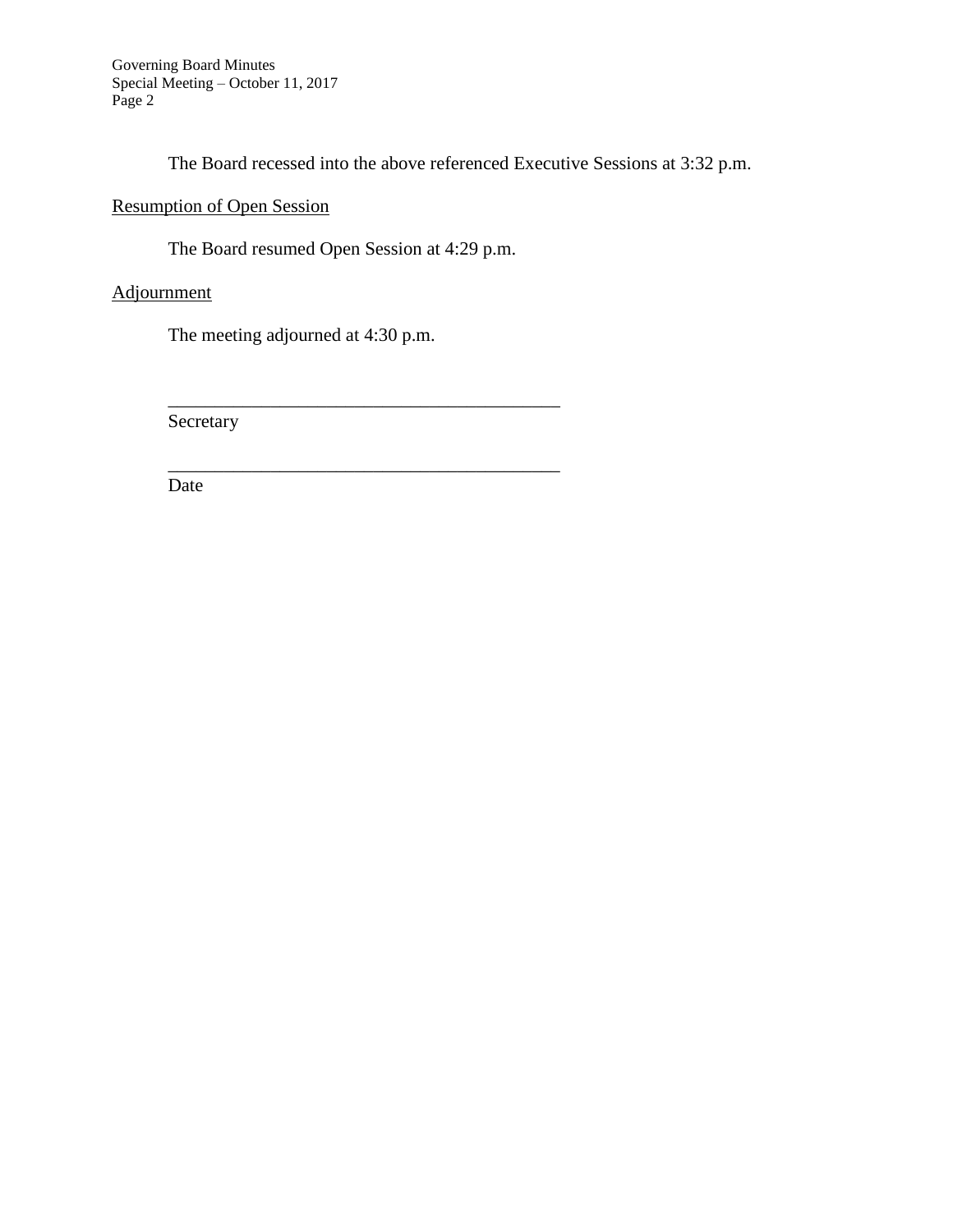The Board recessed into the above referenced Executive Sessions at 3:32 p.m.

Resumption of Open Session

The Board resumed Open Session at 4:29 p.m.

Adjournment

The meeting adjourned at 4:30 p.m.

\_\_\_\_\_\_\_\_\_\_\_\_\_\_\_\_\_\_\_\_\_\_\_\_\_\_\_\_\_\_\_\_\_\_\_\_\_\_\_\_\_\_\_\_

Secretary

\_\_\_\_\_\_\_\_\_\_\_\_\_\_\_\_\_\_\_\_\_\_\_\_\_\_\_\_\_\_\_\_\_\_\_\_\_\_\_\_\_\_\_\_

Date